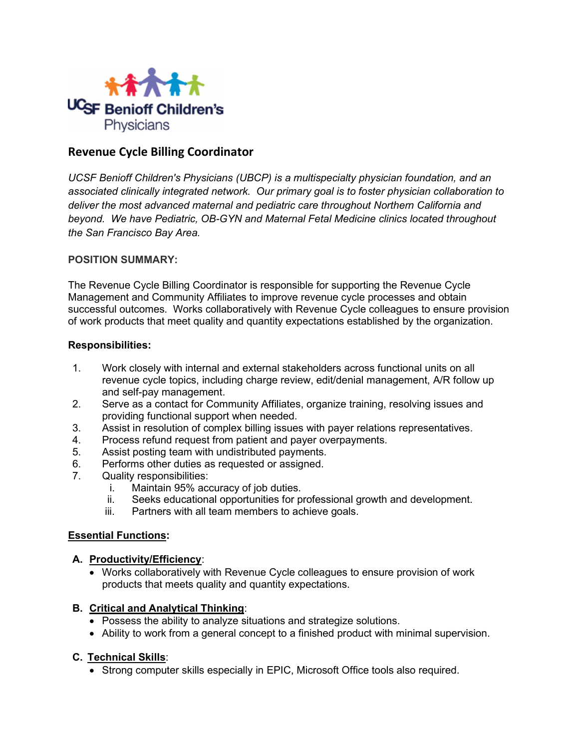UCSF Benioff Children's Physicians

# Revenue Cycle Billing Coordinator

*UCSF Benioff Children's Physicians (UBCP) is a multispecialty physician foundation, and an associated clinically integrated network. Our primary goal is to foster physician collaboration to deliver the most advanced maternal and pediatric care throughout Northern California and beyond. We have Pediatric, OB-GYN and Maternal Fetal Medicine clinics located throughout the San Francisco Bay Area.*

**POSITION SUMMARY:**

The Revenue Cycle Billing Coordinator is responsible for supporting the Revenue Cycle Management and Community Affiliates to improve revenue cycle processes and obtain successful outcomes. Works collaboratively with Revenue Cycle colleagues to ensure provision of work products that meet quality and quantity expectations established by the organization.

**Responsibilities:**

1. Work closely with internal and external stakeholders across functional units on all revenue cycle topics, including charge review, edit/denial management, A/R follow up and self-pay management.
2. Serve as a contact for Community Affiliates, organize training, resolving issues and providing functional support when needed.
3. Assist in resolution of complex billing issues with payer relations representatives.
4. Process refund request from patient and payer overpayments.
5. Assist posting team with undistributed payments.
6. Performs other duties as requested or assigned.
7. Quality responsibilities:
   i. Maintain 95% accuracy of job duties.
   ii. Seeks educational opportunities for professional growth and development.
   iii. Partners with all team members to achieve goals.

**Essential Functions:**

**A. Productivity/Efficiency:**

- Works collaboratively with Revenue Cycle colleagues to ensure provision of work products that meets quality and quantity expectations.

**B. Critical and Analytical Thinking:**

- Possess the ability to analyze situations and strategize solutions.
- Ability to work from a general concept to a finished product with minimal supervision.

**C. Technical Skills:**

- Strong computer skills especially in EPIC, Microsoft Office tools also required.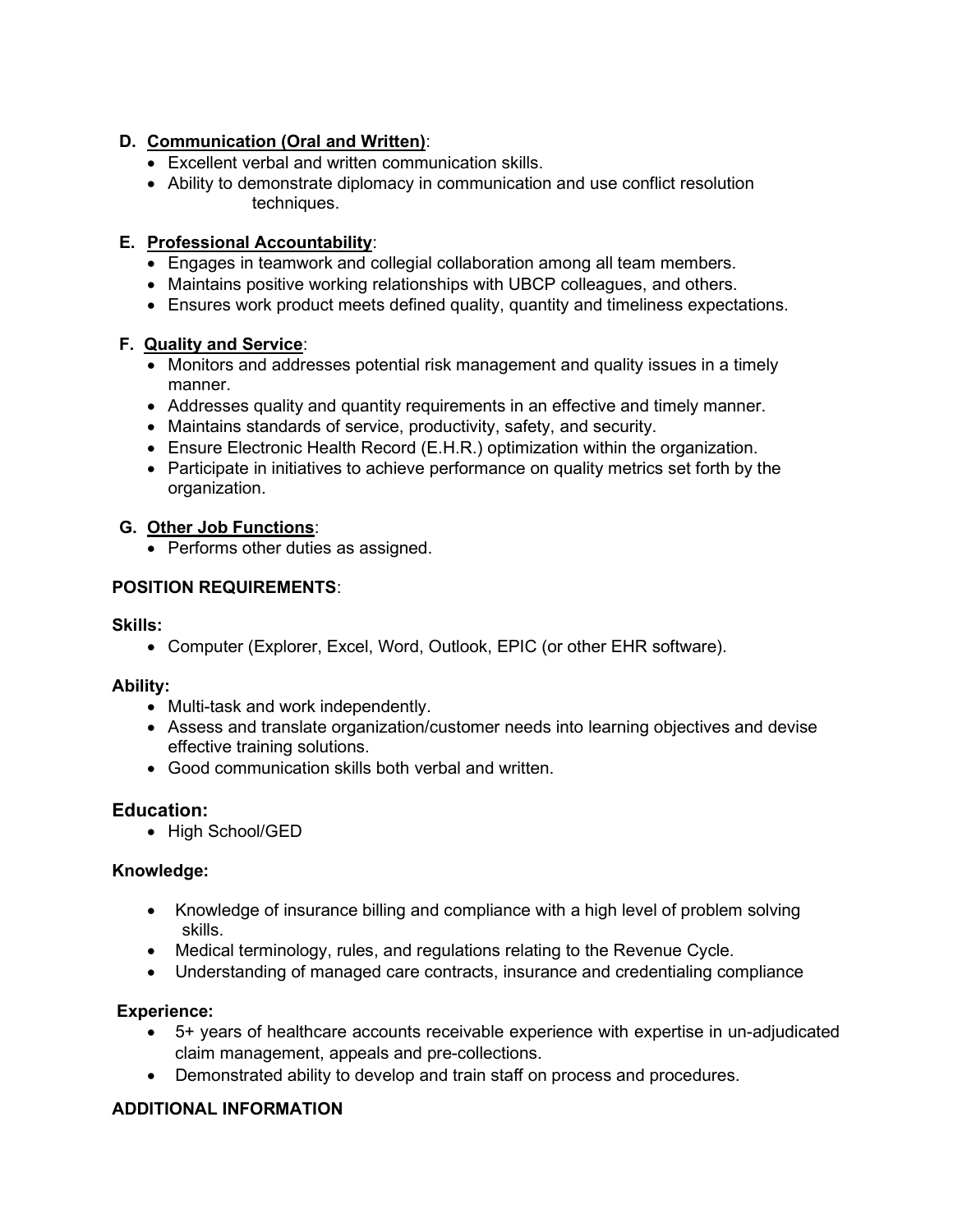**D. <u>Communication (Oral and Written)</u>**:

- Excellent verbal and written communication skills.
- Ability to demonstrate diplomacy in communication and use conflict resolution techniques.

**E. <u>Professional Accountability</u>**:

- Engages in teamwork and collegial collaboration among all team members.
- Maintains positive working relationships with UBCP colleagues, and others.
- Ensures work product meets defined quality, quantity and timeliness expectations.

**F. <u>Quality and Service</u>**:

- Monitors and addresses potential risk management and quality issues in a timely manner.
- Addresses quality and quantity requirements in an effective and timely manner.
- Maintains standards of service, productivity, safety, and security.
- Ensure Electronic Health Record (E.H.R.) optimization within the organization.
- Participate in initiatives to achieve performance on quality metrics set forth by the organization.

**G. <u>Other Job Functions</u>**:

- Performs other duties as assigned.

**POSITION REQUIREMENTS**:

**Skills:**

- Computer (Explorer, Excel, Word, Outlook, EPIC (or other EHR software).

**Ability:**

- Multi-task and work independently.
- Assess and translate organization/customer needs into learning objectives and devise effective training solutions.
- Good communication skills both verbal and written.

**Education:**

- High School/GED

**Knowledge:**

- Knowledge of insurance billing and compliance with a high level of problem solving skills.
- Medical terminology, rules, and regulations relating to the Revenue Cycle.
- Understanding of managed care contracts, insurance and credentialing compliance

**Experience:**

- 5+ years of healthcare accounts receivable experience with expertise in un-adjudicated claim management, appeals and pre-collections.
- Demonstrated ability to develop and train staff on process and procedures.

**ADDITIONAL INFORMATION**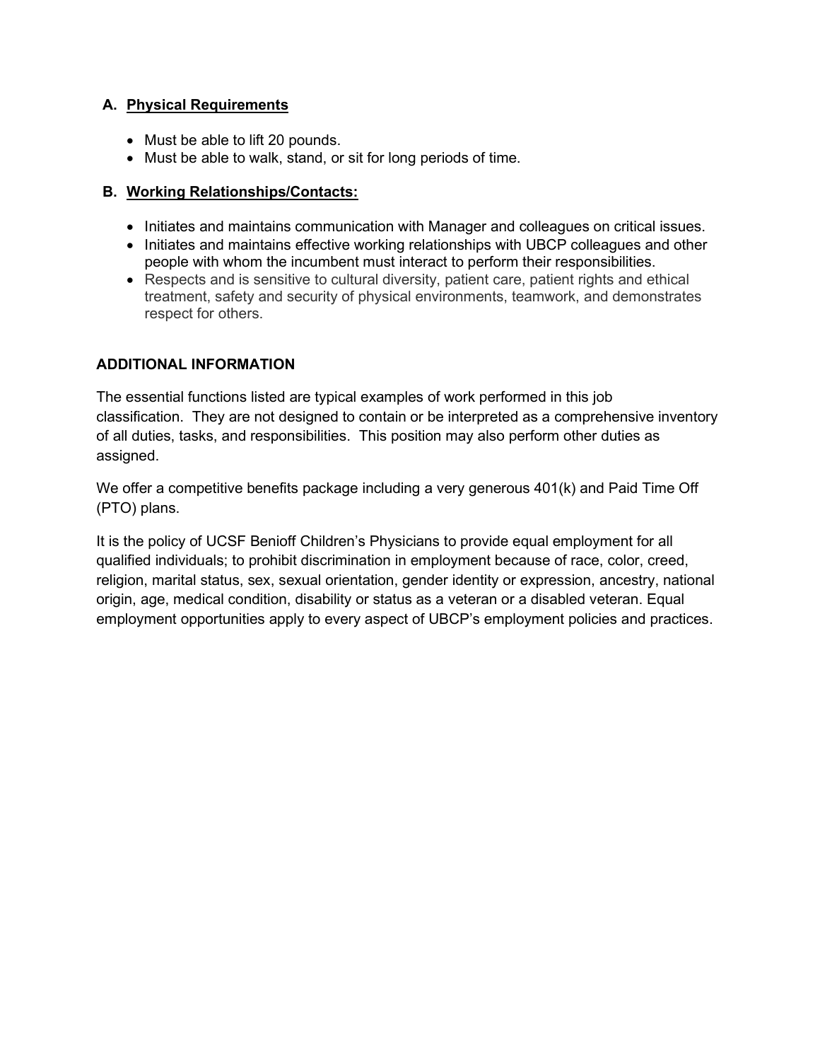**A. Physical Requirements**

- Must be able to lift 20 pounds.
- Must be able to walk, stand, or sit for long periods of time.

**B. Working Relationships/Contacts:**

- Initiates and maintains communication with Manager and colleagues on critical issues.
- Initiates and maintains effective working relationships with UBCP colleagues and other people with whom the incumbent must interact to perform their responsibilities.
- Respects and is sensitive to cultural diversity, patient care, patient rights and ethical treatment, safety and security of physical environments, teamwork, and demonstrates respect for others.

**ADDITIONAL INFORMATION**

The essential functions listed are typical examples of work performed in this job classification. They are not designed to contain or be interpreted as a comprehensive inventory of all duties, tasks, and responsibilities. This position may also perform other duties as assigned.

We offer a competitive benefits package including a very generous 401(k) and Paid Time Off (PTO) plans.

It is the policy of UCSF Benioff Children's Physicians to provide equal employment for all qualified individuals; to prohibit discrimination in employment because of race, color, creed, religion, marital status, sex, sexual orientation, gender identity or expression, ancestry, national origin, age, medical condition, disability or status as a veteran or a disabled veteran. Equal employment opportunities apply to every aspect of UBCP's employment policies and practices.